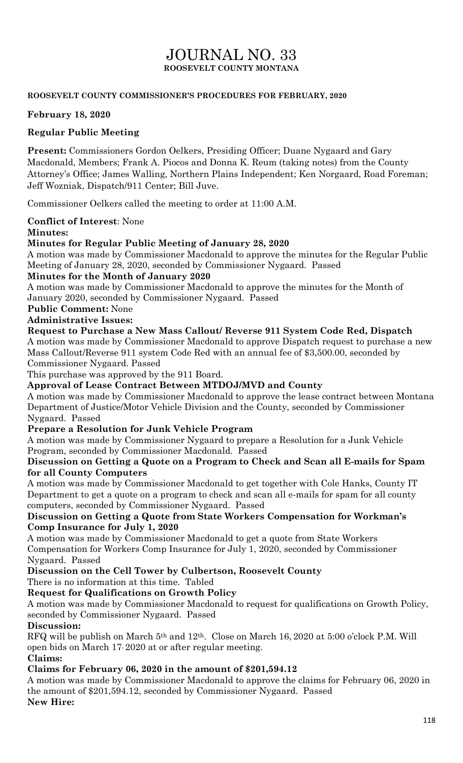# JOURNAL NO. 33

**ROOSEVELT COUNTY MONTANA**

**ROOSEVELT COUNTY COMMISSIONER'S PROCEDURES FOR FEBRUARY, 2020**

**February 18, 2020**

**Regular Public Meeting**

**Present:** Commissioners Gordon Oelkers, Presiding Officer; Duane Nygaard and Gary Macdonald, Members; Frank A. Piocos and Donna K. Reum (taking notes) from the County Attorney's Office; James Walling, Northern Plains Independent; Ken Norgaard, Road Foreman; Jeff Wozniak, Dispatch/911 Center; Bill Juve.

Commissioner Oelkers called the meeting to order at 11:00 A.M.

**Conflict of Interest**: None

**Minutes:**

**Minutes for Regular Public Meeting of January 28, 2020**

A motion was made by Commissioner Macdonald to approve the minutes for the Regular Public Meeting of January 28, 2020, seconded by Commissioner Nygaard. Passed

**Minutes for the Month of January 2020**

A motion was made by Commissioner Macdonald to approve the minutes for the Month of January 2020, seconded by Commissioner Nygaard. Passed

**Public Comment:** None

**Administrative Issues:**

**Request to Purchase a New Mass Callout/ Reverse 911 System Code Red, Dispatch**

A motion was made by Commissioner Macdonald to approve Dispatch request to purchase a new Mass Callout/Reverse 911 system Code Red with an annual fee of $3,500.00, seconded by Commissioner Nygaard. Passed

This purchase was approved by the 911 Board.

**Approval of Lease Contract Between MTDOJ/MVD and County**

A motion was made by Commissioner Macdonald to approve the lease contract between Montana Department of Justice/Motor Vehicle Division and the County, seconded by Commissioner Nygaard. Passed

**Prepare a Resolution for Junk Vehicle Program**

A motion was made by Commissioner Nygaard to prepare a Resolution for a Junk Vehicle Program, seconded by Commissioner Macdonald. Passed

**Discussion on Getting a Quote on a Program to Check and Scan all E-mails for Spam for all County Computers**

A motion was made by Commissioner Macdonald to get together with Cole Hanks, County IT Department to get a quote on a program to check and scan all e-mails for spam for all county computers, seconded by Commissioner Nygaard. Passed

**Discussion on Getting a Quote from State Workers Compensation for Workman's Comp Insurance for July 1, 2020**

A motion was made by Commissioner Macdonald to get a quote from State Workers Compensation for Workers Comp Insurance for July 1, 2020, seconded by Commissioner Nygaard. Passed

**Discussion on the Cell Tower by Culbertson, Roosevelt County**

There is no information at this time. Tabled

**Request for Qualifications on Growth Policy**

A motion was made by Commissioner Macdonald to request for qualifications on Growth Policy, seconded by Commissioner Nygaard. Passed

**Discussion:**

RFQ will be publish on March 5th and 12th. Close on March 16, 2020 at 5:00 o'clock P.M. Will open bids on March 17, 2020 at or after regular meeting.

**Claims:**

**Claims for February 06, 2020 in the amount of $201,594.12**

A motion was made by Commissioner Macdonald to approve the claims for February 06, 2020 in the amount of $201,594.12, seconded by Commissioner Nygaard. Passed

**New Hire:**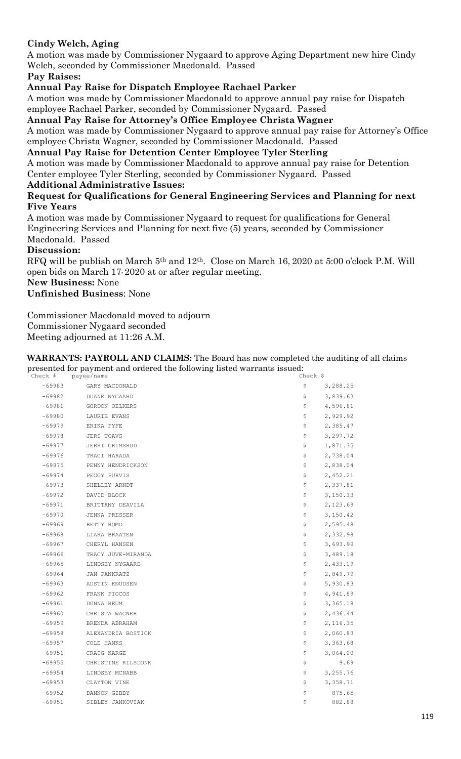**Cindy Welch, Aging**

A motion was made by Commissioner Nygaard to approve Aging Department new hire Cindy Welch, seconded by Commissioner Macdonald. Passed

**Pay Raises:**

**Annual Pay Raise for Dispatch Employee Rachael Parker**

A motion was made by Commissioner Macdonald to approve annual pay raise for Dispatch employee Rachael Parker, seconded by Commissioner Nygaard. Passed

**Annual Pay Raise for Attorney's Office Employee Christa Wagner**

A motion was made by Commissioner Nygaard to approve annual pay raise for Attorney's Office employee Christa Wagner, seconded by Commissioner Macdonald. Passed

**Annual Pay Raise for Detention Center Employee Tyler Sterling**

A motion was made by Commissioner Macdonald to approve annual pay raise for Detention Center employee Tyler Sterling, seconded by Commissioner Nygaard. Passed

**Additional Administrative Issues:**

**Request for Qualifications for General Engineering Services and Planning for next Five Years**

A motion was made by Commissioner Nygaard to request for qualifications for General Engineering Services and Planning for next five (5) years, seconded by Commissioner Macdonald. Passed

**Discussion:**

RFQ will be publish on March 5th and 12th. Close on March 16, 2020 at 5:00 o'clock P.M. Will open bids on March 17, 2020 at or after regular meeting.

**New Business:** None

**Unfinished Business**: None

Commissioner Macdonald moved to adjourn
Commissioner Nygaard seconded
Meeting adjourned at 11:26 A.M.

**WARRANTS: PAYROLL AND CLAIMS:** The Board has now completed the auditing of all claims presented for payment and ordered the following listed warrants issued:

| Check # | payee/name | Check $ |
|---|---|---|
| -69983 | GARY MACDONALD | $ 3,288.25 |
| -69982 | DUANE NYGAARD | $ 3,839.63 |
| -69981 | GORDON OELKERS | $ 4,596.81 |
| -69980 | LAURIE EVANS | $ 2,929.92 |
| -69979 | ERIKA FYFE | $ 2,385.47 |
| -69978 | JERI TOAVS | $ 3,297.72 |
| -69977 | JERRI GRIMSRUD | $ 1,871.35 |
| -69976 | TRACI HARADA | $ 2,738.04 |
| -69975 | PENNY HENDRICKSON | $ 2,838.04 |
| -69974 | PEGGY PURVIS | $ 2,452.21 |
| -69973 | SHELLEY ARNDT | $ 2,337.81 |
| -69972 | DAVID BLOCK | $ 3,150.33 |
| -69971 | BRITTANY DEAVILA | $ 2,123.69 |
| -69970 | JENNA PRESSER | $ 3,150.42 |
| -69969 | BETTY ROMO | $ 2,595.48 |
| -69968 | LIARA BRAATEN | $ 2,332.98 |
| -69967 | CHERYL HANSEN | $ 3,693.99 |
| -69966 | TRACY JUVE-MIRANDA | $ 3,489.18 |
| -69965 | LINDSEY NYGAARD | $ 2,433.19 |
| -69964 | JAN PANKRATZ | $ 2,849.79 |
| -69963 | AUSTIN KNUDSEN | $ 5,930.83 |
| -69962 | FRANK PIOCOS | $ 4,941.89 |
| -69961 | DONNA REUM | $ 3,365.18 |
| -69960 | CHRISTA WAGNER | $ 2,436.44 |
| -69959 | BRENDA ABRAHAM | $ 2,116.35 |
| -69958 | ALEXANDRIA BOSTICK | $ 2,060.83 |
| -69957 | COLE HANKS | $ 3,363.68 |
| -69956 | CRAIG KARGE | $ 3,064.00 |
| -69955 | CHRISTINE KILSDONK | $ 9.69 |
| -69954 | LINDSEY MCNABB | $ 3,255.76 |
| -69953 | CLAYTON VINE | $ 3,358.71 |
| -69952 | DANNON GIBBY | $ 875.65 |
| -69951 | SIBLEY JANKOVIAK | $ 882.88 |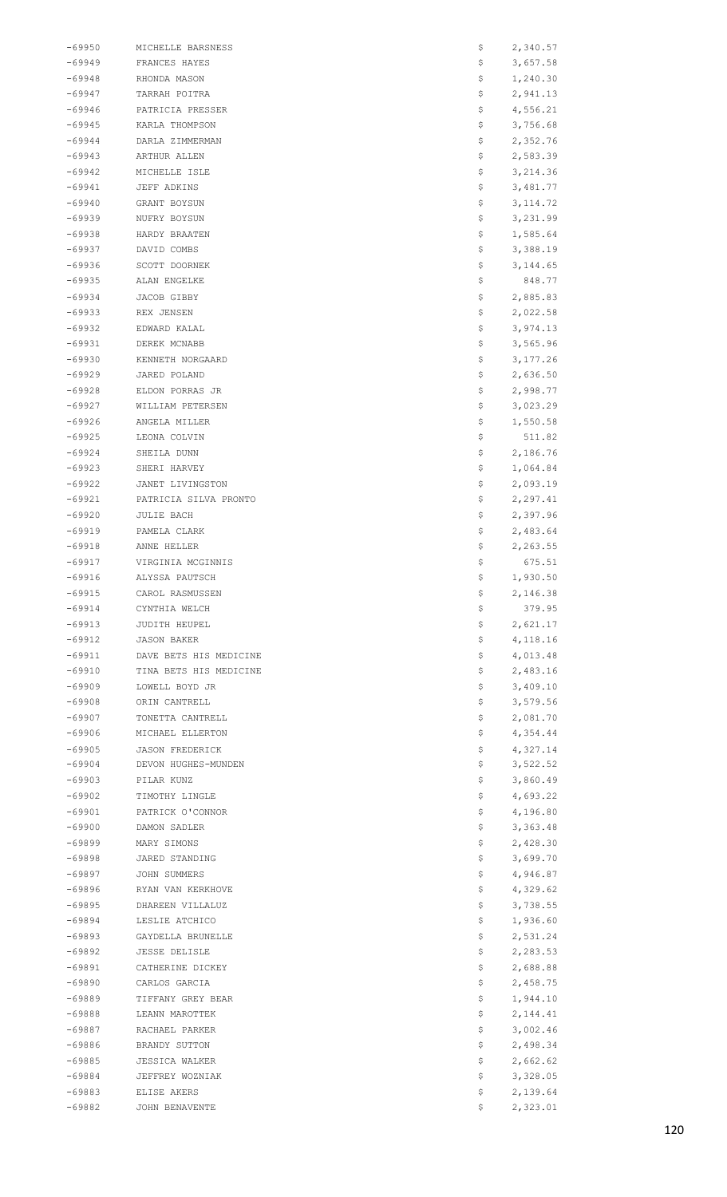| | | | |
|---|---|---|---|
| -69950 | MICHELLE BARSNESS | $ | 2,340.57 |
| -69949 | FRANCES HAYES | $ | 3,657.58 |
| -69948 | RHONDA MASON | $ | 1,240.30 |
| -69947 | TARRAH POITRA | $ | 2,941.13 |
| -69946 | PATRICIA PRESSER | $ | 4,556.21 |
| -69945 | KARLA THOMPSON | $ | 3,756.68 |
| -69944 | DARLA ZIMMERMAN | $ | 2,352.76 |
| -69943 | ARTHUR ALLEN | $ | 2,583.39 |
| -69942 | MICHELLE ISLE | $ | 3,214.36 |
| -69941 | JEFF ADKINS | $ | 3,481.77 |
| -69940 | GRANT BOYSUN | $ | 3,114.72 |
| -69939 | NUFRY BOYSUN | $ | 3,231.99 |
| -69938 | HARDY BRAATEN | $ | 1,585.64 |
| -69937 | DAVID COMBS | $ | 3,388.19 |
| -69936 | SCOTT DOORNEK | $ | 3,144.65 |
| -69935 | ALAN ENGELKE | $ | 848.77 |
| -69934 | JACOB GIBBY | $ | 2,885.83 |
| -69933 | REX JENSEN | $ | 2,022.58 |
| -69932 | EDWARD KALAL | $ | 3,974.13 |
| -69931 | DEREK MCNABB | $ | 3,565.96 |
| -69930 | KENNETH NORGAARD | $ | 3,177.26 |
| -69929 | JARED POLAND | $ | 2,636.50 |
| -69928 | ELDON PORRAS JR | $ | 2,998.77 |
| -69927 | WILLIAM PETERSEN | $ | 3,023.29 |
| -69926 | ANGELA MILLER | $ | 1,550.58 |
| -69925 | LEONA COLVIN | $ | 511.82 |
| -69924 | SHEILA DUNN | $ | 2,186.76 |
| -69923 | SHERI HARVEY | $ | 1,064.84 |
| -69922 | JANET LIVINGSTON | $ | 2,093.19 |
| -69921 | PATRICIA SILVA PRONTO | $ | 2,297.41 |
| -69920 | JULIE BACH | $ | 2,397.96 |
| -69919 | PAMELA CLARK | $ | 2,483.64 |
| -69918 | ANNE HELLER | $ | 2,263.55 |
| -69917 | VIRGINIA MCGINNIS | $ | 675.51 |
| -69916 | ALYSSA PAUTSCH | $ | 1,930.50 |
| -69915 | CAROL RASMUSSEN | $ | 2,146.38 |
| -69914 | CYNTHIA WELCH | $ | 379.95 |
| -69913 | JUDITH HEUPEL | $ | 2,621.17 |
| -69912 | JASON BAKER | $ | 4,118.16 |
| -69911 | DAVE BETS HIS MEDICINE | $ | 4,013.48 |
| -69910 | TINA BETS HIS MEDICINE | $ | 2,483.16 |
| -69909 | LOWELL BOYD JR | $ | 3,409.10 |
| -69908 | ORIN CANTRELL | $ | 3,579.56 |
| -69907 | TONETTA CANTRELL | $ | 2,081.70 |
| -69906 | MICHAEL ELLERTON | $ | 4,354.44 |
| -69905 | JASON FREDERICK | $ | 4,327.14 |
| -69904 | DEVON HUGHES-MUNDEN | $ | 3,522.52 |
| -69903 | PILAR KUNZ | $ | 3,860.49 |
| -69902 | TIMOTHY LINGLE | $ | 4,693.22 |
| -69901 | PATRICK O'CONNOR | $ | 4,196.80 |
| -69900 | DAMON SADLER | $ | 3,363.48 |
| -69899 | MARY SIMONS | $ | 2,428.30 |
| -69898 | JARED STANDING | $ | 3,699.70 |
| -69897 | JOHN SUMMERS | $ | 4,946.87 |
| -69896 | RYAN VAN KERKHOVE | $ | 4,329.62 |
| -69895 | DHAREEN VILLALUZ | $ | 3,738.55 |
| -69894 | LESLIE ATCHICO | $ | 1,936.60 |
| -69893 | GAYDELLA BRUNELLE | $ | 2,531.24 |
| -69892 | JESSE DELISLE | $ | 2,283.53 |
| -69891 | CATHERINE DICKEY | $ | 2,688.88 |
| -69890 | CARLOS GARCIA | $ | 2,458.75 |
| -69889 | TIFFANY GREY BEAR | $ | 1,944.10 |
| -69888 | LEANN MAROTTEK | $ | 2,144.41 |
| -69887 | RACHAEL PARKER | $ | 3,002.46 |
| -69886 | BRANDY SUTTON | $ | 2,498.34 |
| -69885 | JESSICA WALKER | $ | 2,662.62 |
| -69884 | JEFFREY WOZNIAK | $ | 3,328.05 |
| -69883 | ELISE AKERS | $ | 2,139.64 |
| -69882 | JOHN BENAVENTE | $ | 2,323.01 |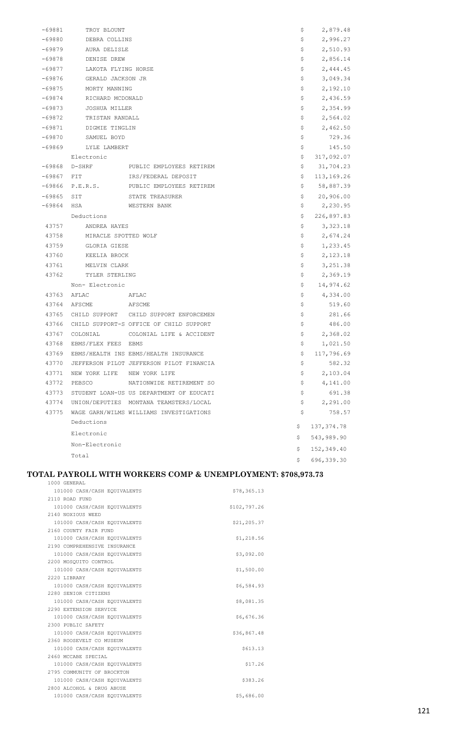| | | | | |
|---|---|---|---|---|
| -69881 | TROY BLOUNT | | $ | 2,879.48 |
| -69880 | DEBRA COLLINS | | $ | 2,996.27 |
| -69879 | AURA DELISLE | | $ | 2,510.93 |
| -69878 | DENISE DREW | | $ | 2,856.14 |
| -69877 | LAKOTA FLYING HORSE | | $ | 2,444.45 |
| -69876 | GERALD JACKSON JR | | $ | 3,049.34 |
| -69875 | MORTY MANNING | | $ | 2,192.10 |
| -69874 | RICHARD MCDONALD | | $ | 2,436.59 |
| -69873 | JOSHUA MILLER | | $ | 2,354.99 |
| -69872 | TRISTAN RANDALL | | $ | 2,564.02 |
| -69871 | DIGMIE TINGLIN | | $ | 2,462.50 |
| -69870 | SAMUEL BOYD | | $ | 729.36 |
| -69869 | LYLE LAMBERT | | $ | 145.50 |
| | Electronic | | $ | 317,092.07 |
| -69868 | D-SHRF | PUBLIC EMPLOYEES RETIREM | $ | 31,704.23 |
| -69867 | FIT | IRS/FEDERAL DEPOSIT | $ | 113,169.26 |
| -69866 | P.E.R.S. | PUBLIC EMPLOYEES RETIREM | $ | 58,887.39 |
| -69865 | SIT | STATE TREASURER | $ | 20,906.00 |
| -69864 | HSA | WESTERN BANK | $ | 2,230.95 |
| | Deductions | | $ | 226,897.83 |
| 43757 | ANDREA HAYES | | $ | 3,323.18 |
| 43758 | MIRACLE SPOTTED WOLF | | $ | 2,674.24 |
| 43759 | GLORIA GIESE | | $ | 1,233.45 |
| 43760 | KEELIA BROCK | | $ | 2,123.18 |
| 43761 | MELVIN CLARK | | $ | 3,251.38 |
| 43762 | TYLER STERLING | | $ | 2,369.19 |
| | Non- Electronic | | $ | 14,974.62 |
| 43763 | AFLAC | AFLAC | $ | 4,334.00 |
| 43764 | AFSCME | AFSCME | $ | 519.60 |
| 43765 | CHILD SUPPORT | CHILD SUPPORT ENFORCEMEN | $ | 281.66 |
| 43766 | CHILD SUPPORT-S | OFFICE OF CHILD SUPPORT | $ | 486.00 |
| 43767 | COLONIAL | COLONIAL LIFE & ACCIDENT | $ | 2,368.02 |
| 43768 | EBMS/FLEX FEES | EBMS | $ | 1,021.50 |
| 43769 | EBMS/HEALTH INS | EBMS/HEALTH INSURANCE | $ | 117,796.69 |
| 43770 | JEFFERSON PILOT | JEFFERSON PILOT FINANCIA | $ | 582.32 |
| 43771 | NEW YORK LIFE | NEW YORK LIFE | $ | 2,103.04 |
| 43772 | PEBSCO | NATIONWIDE RETIREMENT SO | $ | 4,141.00 |
| 43773 | STUDENT LOAN-US | US DEPARTMENT OF EDUCATI | $ | 691.38 |
| 43774 | UNION/DEPUTIES | MONTANA TEAMSTERS/LOCAL | $ | 2,291.00 |
| 43775 | WAGE GARN/WILMS | WILLIAMS INVESTIGATIONS | $ | 758.57 |
| | Deductions | | $ | 137,374.78 |
| | Electronic | | $ | 543,989.90 |
| | Non-Electronic | | $ | 152,349.40 |
| | Total | | $ | 696,339.30 |

## TOTAL PAYROLL WITH WORKERS COMP & UNEMPLOYMENT: $708,973.73

| Fund / Account | Amount |
|---|---|
| 1000 GENERAL | |
| 101000 CASH/CASH EQUIVALENTS | $78,365.13 |
| 2110 ROAD FUND | |
| 101000 CASH/CASH EQUIVALENTS | $102,797.26 |
| 2140 NOXIOUS WEED | |
| 101000 CASH/CASH EQUIVALENTS | $21,205.37 |
| 2160 COUNTY FAIR FUND | |
| 101000 CASH/CASH EQUIVALENTS | $1,218.56 |
| 2190 COMPREHENSIVE INSURANCE | |
| 101000 CASH/CASH EQUIVALENTS | $3,092.00 |
| 2200 MOSQUITO CONTROL | |
| 101000 CASH/CASH EQUIVALENTS | $1,500.00 |
| 2220 LIBRARY | |
| 101000 CASH/CASH EQUIVALENTS | $6,584.93 |
| 2280 SENIOR CITIZENS | |
| 101000 CASH/CASH EQUIVALENTS | $8,081.35 |
| 2290 EXTENSION SERVICE | |
| 101000 CASH/CASH EQUIVALENTS | $6,676.36 |
| 2300 PUBLIC SAFETY | |
| 101000 CASH/CASH EQUIVALENTS | $36,867.48 |
| 2360 ROOSEVELT CO MUSEUM | |
| 101000 CASH/CASH EQUIVALENTS | $613.13 |
| 2460 MCCABE SPECIAL | |
| 101000 CASH/CASH EQUIVALENTS | $17.26 |
| 2795 COMMUNITY OF BROCKTON | |
| 101000 CASH/CASH EQUIVALENTS | $383.26 |
| 2800 ALCOHOL & DRUG ABUSE | |
| 101000 CASH/CASH EQUIVALENTS | $5,686.00 |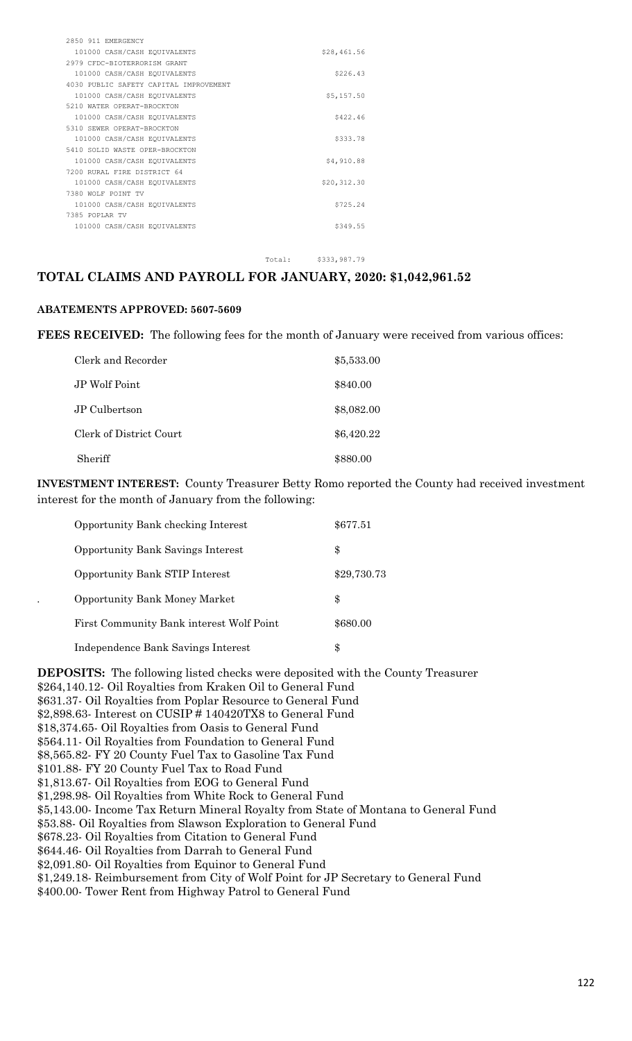| | |
|---|---|
| 2850 911 EMERGENCY | |
| 101000 CASH/CASH EQUIVALENTS | $28,461.56 |
| 2979 CFDC-BIOTERRORISM GRANT | |
| 101000 CASH/CASH EQUIVALENTS | $226.43 |
| 4030 PUBLIC SAFETY CAPITAL IMPROVEMENT | |
| 101000 CASH/CASH EQUIVALENTS | $5,157.50 |
| 5210 WATER OPERAT-BROCKTON | |
| 101000 CASH/CASH EQUIVALENTS | $422.46 |
| 5310 SEWER OPERAT-BROCKTON | |
| 101000 CASH/CASH EQUIVALENTS | $333.78 |
| 5410 SOLID WASTE OPER-BROCKTON | |
| 101000 CASH/CASH EQUIVALENTS | $4,910.88 |
| 7200 RURAL FIRE DISTRICT 64 | |
| 101000 CASH/CASH EQUIVALENTS | $20,312.30 |
| 7380 WOLF POINT TV | |
| 101000 CASH/CASH EQUIVALENTS | $725.24 |
| 7385 POPLAR TV | |
| 101000 CASH/CASH EQUIVALENTS | $349.55 |
| Total: | $333,987.79 |

## TOTAL CLAIMS AND PAYROLL FOR JANUARY, 2020: $1,042,961.52

**ABATEMENTS APPROVED: 5607-5609**

**FEES RECEIVED:** The following fees for the month of January were received from various offices:

| | |
|---|---|
| Clerk and Recorder | $5,533.00 |
| JP Wolf Point | $840.00 |
| JP Culbertson | $8,082.00 |
| Clerk of District Court | $6,420.22 |
| Sheriff | $880.00 |

**INVESTMENT INTEREST:** County Treasurer Betty Romo reported the County had received investment interest for the month of January from the following:

| | |
|---|---|
| Opportunity Bank checking Interest | $677.51 |
| Opportunity Bank Savings Interest | $ |
| Opportunity Bank STIP Interest | $29,730.73 |
| Opportunity Bank Money Market | $ |
| First Community Bank interest Wolf Point | $680.00 |
| Independence Bank Savings Interest | $ |

**DEPOSITS:** The following listed checks were deposited with the County Treasurer
$264,140.12- Oil Royalties from Kraken Oil to General Fund
$631.37- Oil Royalties from Poplar Resource to General Fund
$2,898.63- Interest on CUSIP # 140420TX8 to General Fund
$18,374.65- Oil Royalties from Oasis to General Fund
$564.11- Oil Royalties from Foundation to General Fund
$8,565.82- FY 20 County Fuel Tax to Gasoline Tax Fund
$101.88- FY 20 County Fuel Tax to Road Fund
$1,813.67- Oil Royalties from EOG to General Fund
$1,298.98- Oil Royalties from White Rock to General Fund
$5,143.00- Income Tax Return Mineral Royalty from State of Montana to General Fund
$53.88- Oil Royalties from Slawson Exploration to General Fund
$678.23- Oil Royalties from Citation to General Fund
$644.46- Oil Royalties from Darrah to General Fund
$2,091.80- Oil Royalties from Equinor to General Fund
$1,249.18- Reimbursement from City of Wolf Point for JP Secretary to General Fund
$400.00- Tower Rent from Highway Patrol to General Fund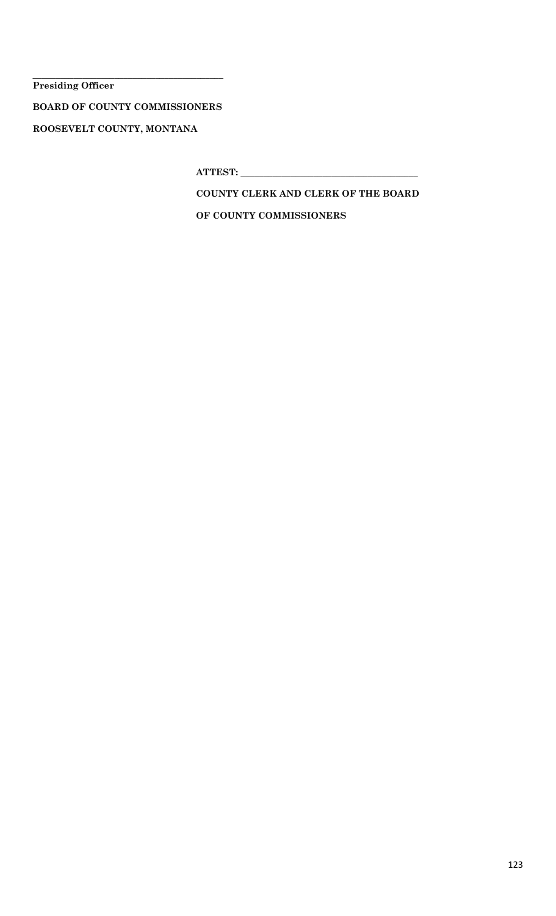\_\_\_\_\_\_\_\_\_\_\_\_\_\_\_\_\_\_\_\_\_\_\_\_\_\_\_\_\_\_\_\_\_\_\_\_\_\_\_\_

**Presiding Officer**

**BOARD OF COUNTY COMMISSIONERS**

**ROOSEVELT COUNTY, MONTANA**

**ATTEST: \_\_\_\_\_\_\_\_\_\_\_\_\_\_\_\_\_\_\_\_\_\_\_\_\_\_\_\_\_\_\_\_\_\_\_\_\_\_\_\_**

**COUNTY CLERK AND CLERK OF THE BOARD**

**OF COUNTY COMMISSIONERS**